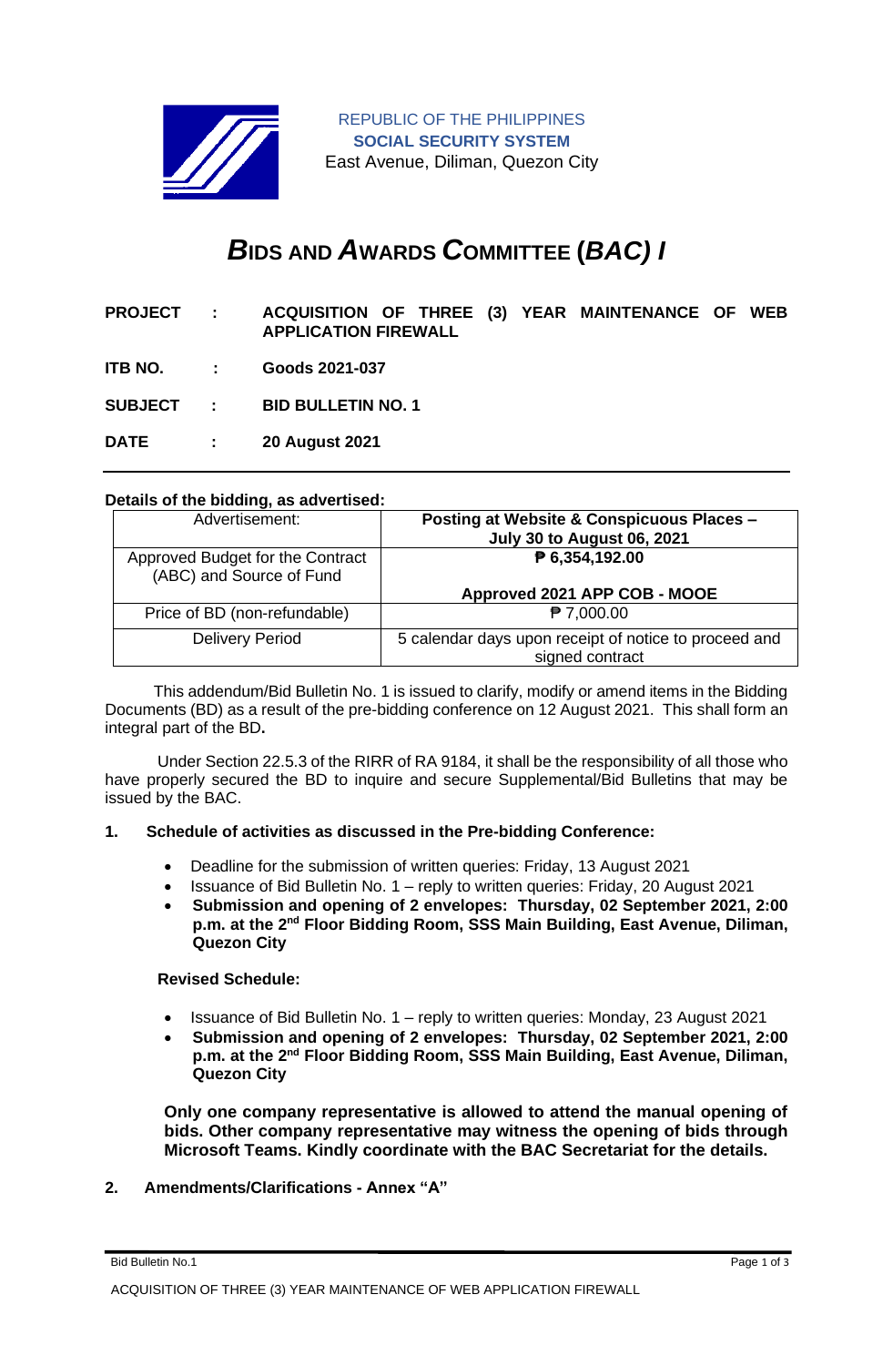REPUBLIC OF THE PHILIPPINES
**SOCIAL SECURITY SYSTEM**
East Avenue, Diliman, Quezon City

# *B*IDS AND *A*WARDS *C*OMMITTEE (*BAC) I*

**PROJECT : ACQUISITION OF THREE (3) YEAR MAINTENANCE OF WEB APPLICATION FIREWALL**

**ITB NO. : Goods 2021-037**

**SUBJECT : BID BULLETIN NO. 1**

**DATE : 20 August 2021**

---

**Details of the bidding, as advertised:**

| Advertisement: | **Posting at Website & Conspicuous Places – July 30 to August 06, 2021** |
|---|---|
| Approved Budget for the Contract (ABC) and Source of Fund | **₱ 6,354,192.00**<br><br>**Approved 2021 APP COB - MOOE** |
| Price of BD (non-refundable) | ₱ 7,000.00 |
| Delivery Period | 5 calendar days upon receipt of notice to proceed and signed contract |

This addendum/Bid Bulletin No. 1 is issued to clarify, modify or amend items in the Bidding Documents (BD) as a result of the pre-bidding conference on 12 August 2021. This shall form an integral part of the BD**.**

Under Section 22.5.3 of the RIRR of RA 9184, it shall be the responsibility of all those who have properly secured the BD to inquire and secure Supplemental/Bid Bulletins that may be issued by the BAC.

**1. Schedule of activities as discussed in the Pre-bidding Conference:**

- Deadline for the submission of written queries: Friday, 13 August 2021
- Issuance of Bid Bulletin No. 1 – reply to written queries: Friday, 20 August 2021
- **Submission and opening of 2 envelopes: Thursday, 02 September 2021, 2:00 p.m. at the 2nd Floor Bidding Room, SSS Main Building, East Avenue, Diliman, Quezon City**

**Revised Schedule:**

- Issuance of Bid Bulletin No. 1 – reply to written queries: Monday, 23 August 2021
- **Submission and opening of 2 envelopes: Thursday, 02 September 2021, 2:00 p.m. at the 2nd Floor Bidding Room, SSS Main Building, East Avenue, Diliman, Quezon City**

**Only one company representative is allowed to attend the manual opening of bids. Other company representative may witness the opening of bids through Microsoft Teams. Kindly coordinate with the BAC Secretariat for the details.**

**2. Amendments/Clarifications - Annex "A"**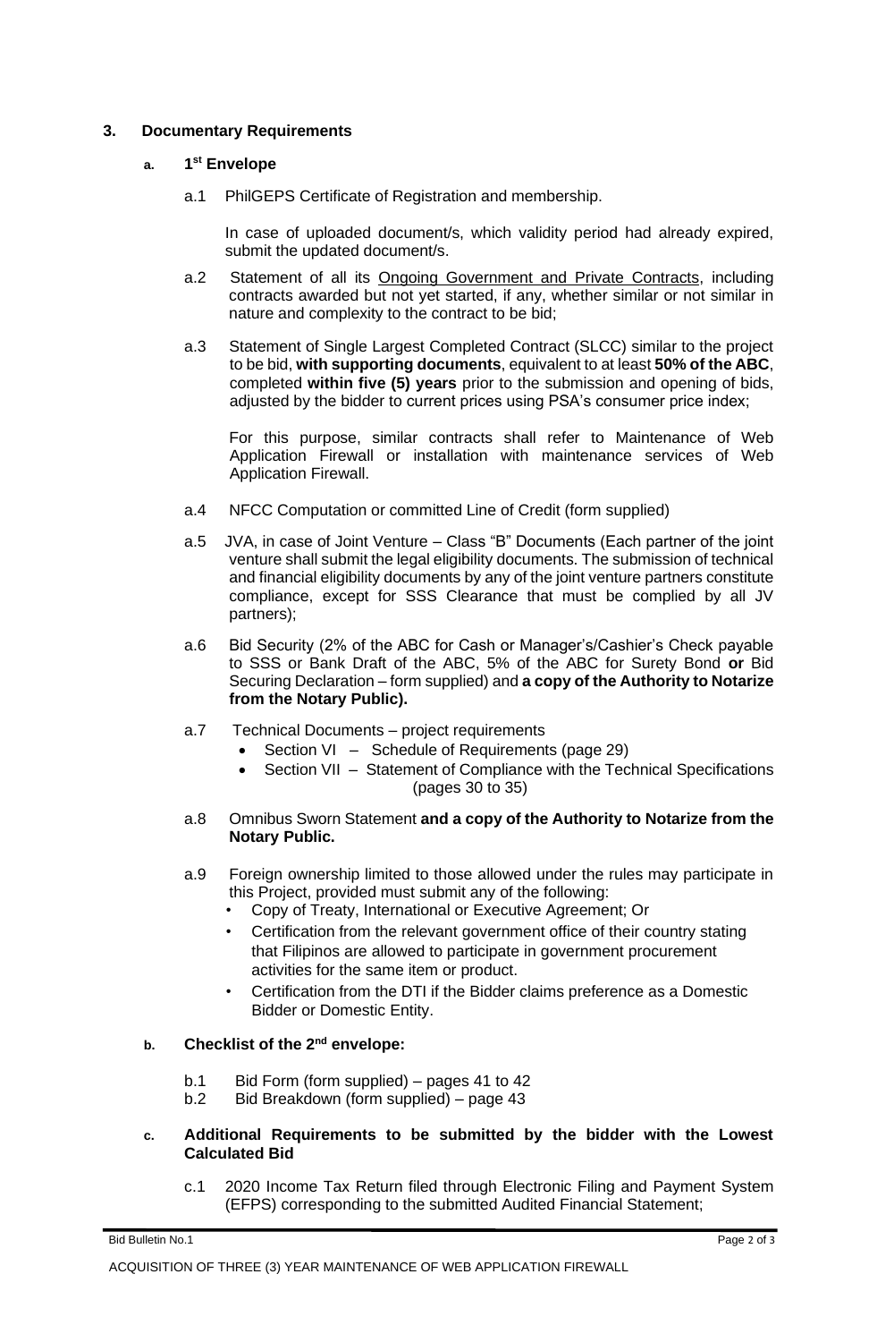## 3. Documentary Requirements

### a. 1st Envelope

a.1 PhilGEPS Certificate of Registration and membership.

In case of uploaded document/s, which validity period had already expired, submit the updated document/s.

a.2 Statement of all its Ongoing Government and Private Contracts, including contracts awarded but not yet started, if any, whether similar or not similar in nature and complexity to the contract to be bid;

a.3 Statement of Single Largest Completed Contract (SLCC) similar to the project to be bid, **with supporting documents**, equivalent to at least **50% of the ABC**, completed **within five (5) years** prior to the submission and opening of bids, adjusted by the bidder to current prices using PSA's consumer price index;

For this purpose, similar contracts shall refer to Maintenance of Web Application Firewall or installation with maintenance services of Web Application Firewall.

a.4 NFCC Computation or committed Line of Credit (form supplied)

a.5 JVA, in case of Joint Venture – Class "B" Documents (Each partner of the joint venture shall submit the legal eligibility documents. The submission of technical and financial eligibility documents by any of the joint venture partners constitute compliance, except for SSS Clearance that must be complied by all JV partners);

a.6 Bid Security (2% of the ABC for Cash or Manager's/Cashier's Check payable to SSS or Bank Draft of the ABC, 5% of the ABC for Surety Bond **or** Bid Securing Declaration – form supplied) and **a copy of the Authority to Notarize from the Notary Public).**

a.7 Technical Documents – project requirements

- Section VI – Schedule of Requirements (page 29)
- Section VII – Statement of Compliance with the Technical Specifications (pages 30 to 35)

a.8 Omnibus Sworn Statement **and a copy of the Authority to Notarize from the Notary Public.**

a.9 Foreign ownership limited to those allowed under the rules may participate in this Project, provided must submit any of the following:

- Copy of Treaty, International or Executive Agreement; Or
- Certification from the relevant government office of their country stating that Filipinos are allowed to participate in government procurement activities for the same item or product.
- Certification from the DTI if the Bidder claims preference as a Domestic Bidder or Domestic Entity.

### b. Checklist of the 2nd envelope:

b.1 Bid Form (form supplied) – pages 41 to 42

b.2 Bid Breakdown (form supplied) – page 43

### c. Additional Requirements to be submitted by the bidder with the Lowest Calculated Bid

c.1 2020 Income Tax Return filed through Electronic Filing and Payment System (EFPS) corresponding to the submitted Audited Financial Statement;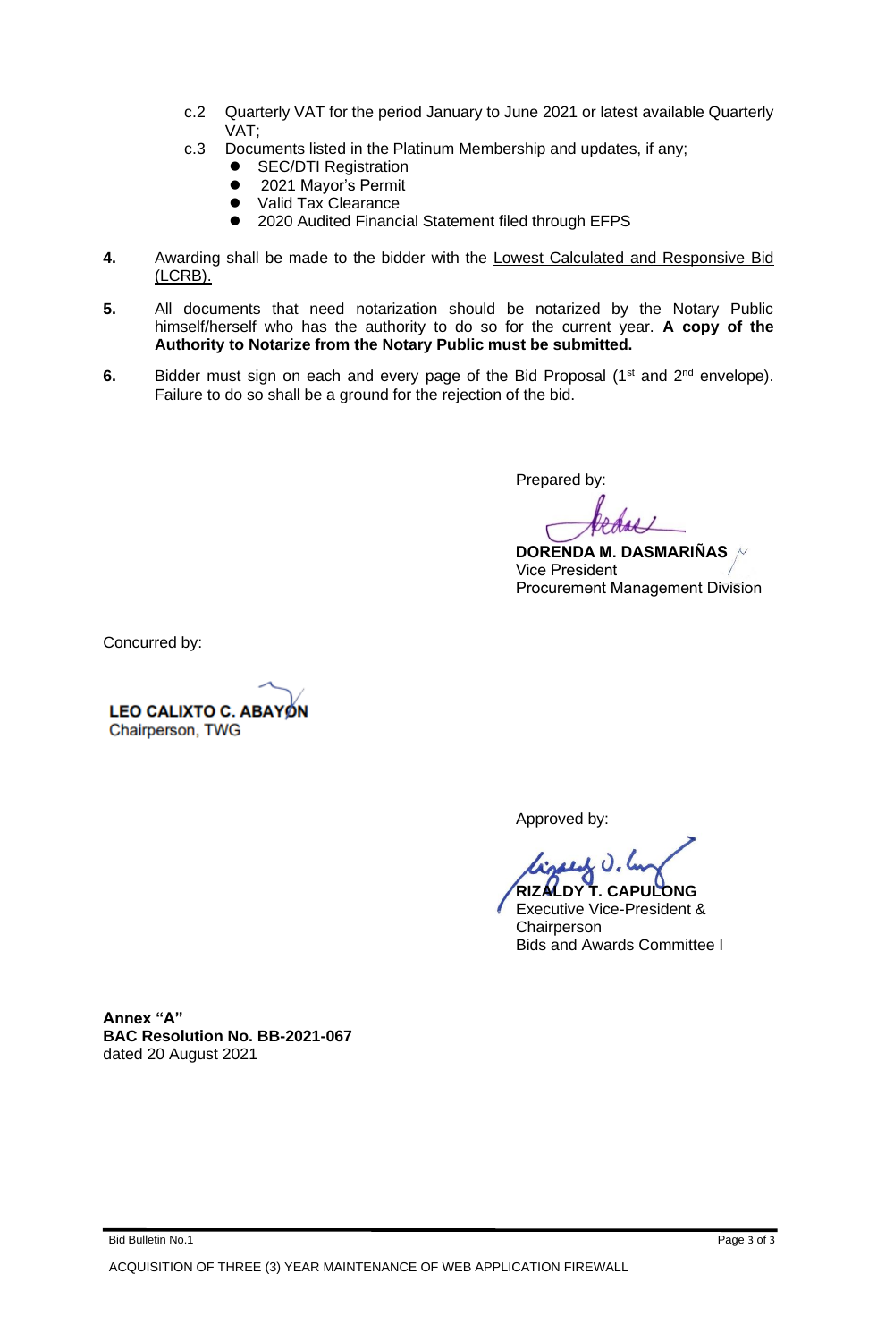c.2 Quarterly VAT for the period January to June 2021 or latest available Quarterly VAT;

c.3 Documents listed in the Platinum Membership and updates, if any;

- SEC/DTI Registration
- 2021 Mayor's Permit
- Valid Tax Clearance
- 2020 Audited Financial Statement filed through EFPS

**4.** Awarding shall be made to the bidder with the Lowest Calculated and Responsive Bid (LCRB).

**5.** All documents that need notarization should be notarized by the Notary Public himself/herself who has the authority to do so for the current year. **A copy of the Authority to Notarize from the Notary Public must be submitted.**

**6.** Bidder must sign on each and every page of the Bid Proposal (1st and 2nd envelope). Failure to do so shall be a ground for the rejection of the bid.

Prepared by:

**DORENDA M. DASMARIÑAS**
Vice President
Procurement Management Division

Concurred by:

**LEO CALIXTO C. ABAYON**
Chairperson, TWG

Approved by:

**RIZALDY T. CAPULONG**
Executive Vice-President &
Chairperson
Bids and Awards Committee I

**Annex "A"**
**BAC Resolution No. BB-2021-067**
dated 20 August 2021